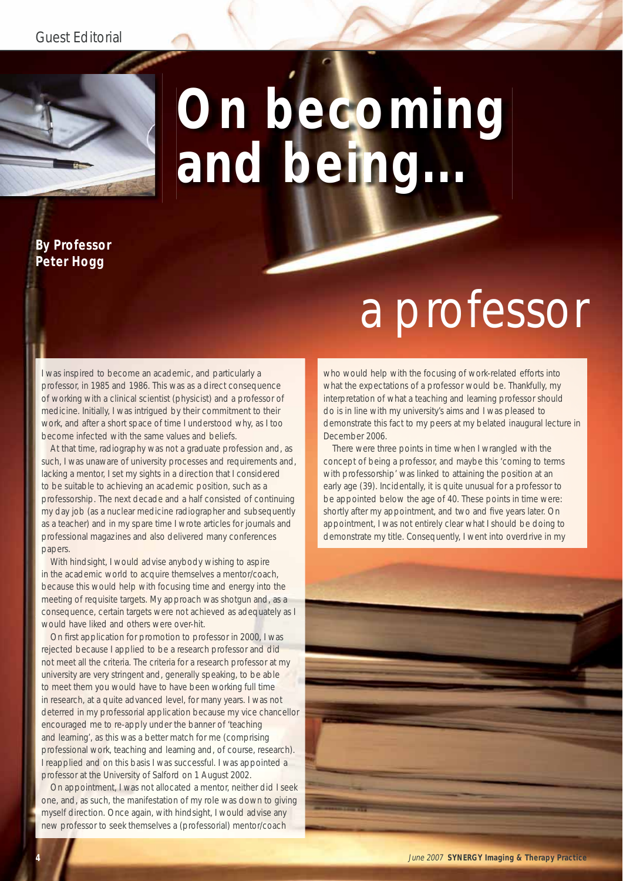Guest Editorial

# On becoming and being... a professor

**By Professor Peter Hogg**

I was inspired to become an academic, and particularly a professor, in 1985 and 1986. This was as a direct consequence of working with a clinical scientist (physicist) and a professor of medicine. Initially, I was intrigued by their commitment to their work, and after a short space of time I understood why, as I too become infected with the same values and beliefs.

At that time, radiography was not a graduate profession and, as such, I was unaware of university processes and requirements and, lacking a mentor, I set my sights in a direction that I considered to be suitable to achieving an academic position, such as a professorship. The next decade and a half consisted of continuing my day job (as a nuclear medicine radiographer and subsequently as a teacher) and in my spare time I wrote articles for journals and professional magazines and also delivered many conferences papers.

With hindsight, I would advise anybody wishing to aspire in the academic world to acquire themselves a mentor/coach, because this would help with focusing time and energy into the meeting of requisite targets. My approach was shotgun and, as a consequence, certain targets were not achieved as adequately as I would have liked and others were over-hit.

On first application for promotion to professor in 2000, I was rejected because I applied to be a research professor and did not meet all the criteria. The criteria for a research professor at my university are very stringent and, generally speaking, to be able to meet them you would have to have been working full time in research, at a quite advanced level, for many years. I was not deterred in my professorial application because my vice chancellor encouraged me to re-apply under the banner of 'teaching and learning', as this was a better match for me (comprising professional work, teaching and learning and, of course, research). I reapplied and on this basis I was successful. I was appointed a professor at the University of Salford on 1 August 2002.

On appointment, I was not allocated a mentor, neither did I seek one, and, as such, the manifestation of my role was down to giving myself direction. Once again, with hindsight, I would advise any new professor to seek themselves a (professorial) mentor/coach who would help with the focusing of work-related efforts into what the expectations of a professor would be. Thankfully, my interpretation of what a teaching and learning professor should do is in line with my university's aims and I was pleased to demonstrate this fact to my peers at my belated inaugural lecture in December 2006.

There were three points in time when I wrangled with the concept of being a professor, and maybe this 'coming to terms with professorship' was linked to attaining the position at an early age (39). Incidentally, it is quite unusual for a professor to be appointed below the age of 40. These points in time were: shortly after my appointment, and two and five years later. On appointment, I was not entirely clear what I should be doing to demonstrate my title. Consequently, I went into overdrive in my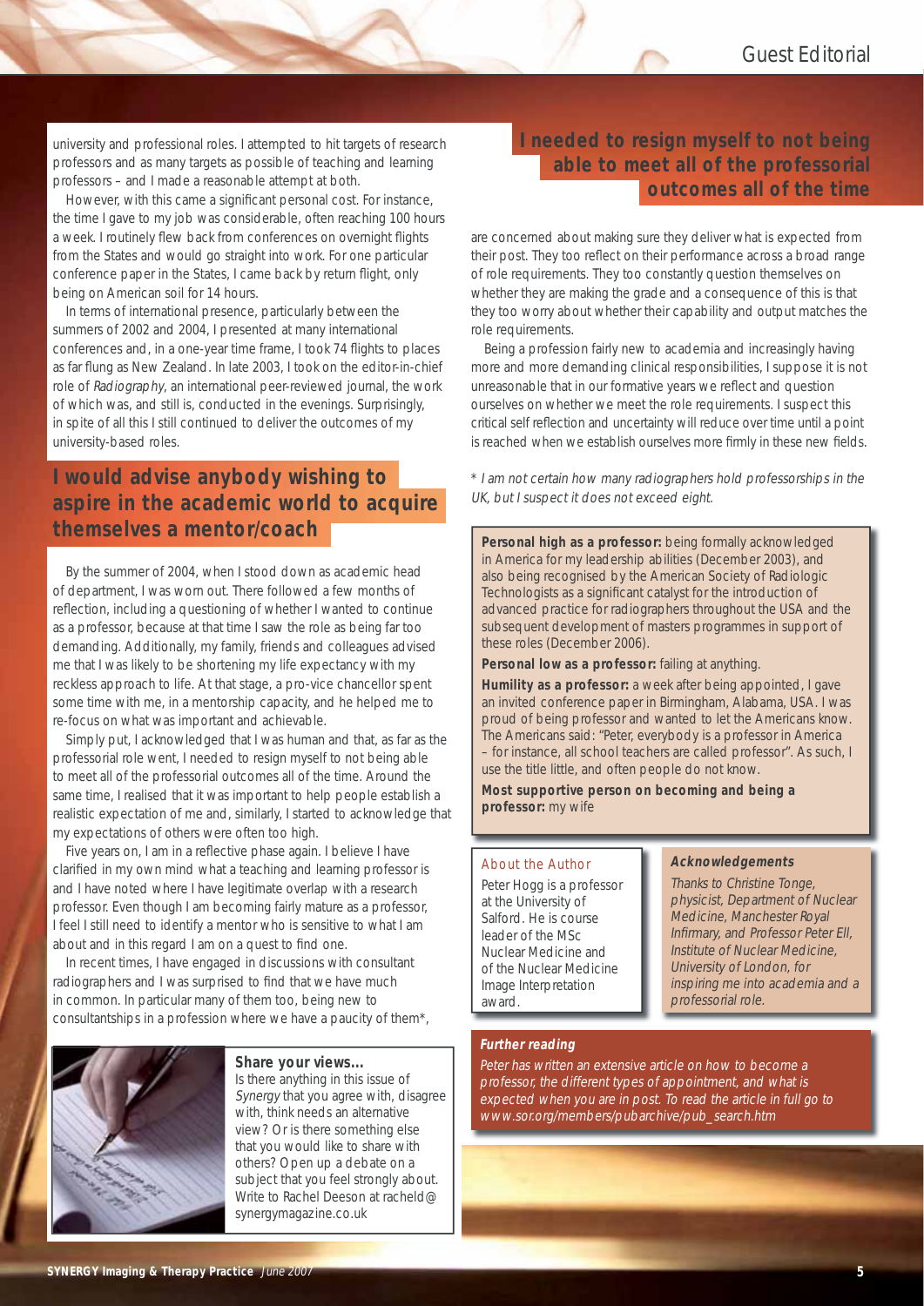university and professional roles. I attempted to hit targets of research professors and as many targets as possible of teaching and learning professors – and I made a reasonable attempt at both.

However, with this came a significant personal cost. For instance, the time I gave to my job was considerable, often reaching 100 hours a week. I routinely flew back from conferences on overnight flights from the States and would go straight into work. For one particular conference paper in the States, I came back by return flight, only being on American soil for 14 hours.

In terms of international presence, particularly between the summers of 2002 and 2004, I presented at many international conferences and, in a one-year time frame, I took 74 flights to places as far flung as New Zealand. In late 2003, I took on the editor-in-chief role of *Radiography*, an international peer-reviewed journal, the work of which was, and still is, conducted in the evenings. Surprisingly, in spite of all this I still continued to deliver the outcomes of my university-based roles.

## I would advise anybody wishing to aspire in the academic world to acquire themselves a mentor/coach

By the summer of 2004, when I stood down as academic head of department, I was worn out. There followed a few months of reflection, including a questioning of whether I wanted to continue as a professor, because at that time I saw the role as being far too demanding. Additionally, my family, friends and colleagues advised me that I was likely to be shortening my life expectancy with my reckless approach to life. At that stage, a pro-vice chancellor spent some time with me, in a mentorship capacity, and he helped me to re-focus on what was important and achievable.

Simply put, I acknowledged that I was human and that, as far as the professorial role went, I needed to resign myself to not being able to meet all of the professorial outcomes all of the time. Around the same time, I realised that it was important to help people establish a realistic expectation of me and, similarly, I started to acknowledge that my expectations of others were often too high.

Five years on, I am in a reflective phase again. I believe I have clarified in my own mind what a teaching and learning professor is and I have noted where I have legitimate overlap with a research professor. Even though I am becoming fairly mature as a professor, I feel I still need to identify a mentor who is sensitive to what I am about and in this regard I am on a quest to find one.

In recent times, I have engaged in discussions with consultant radiographers and I was surprised to find that we have much in common. In particular many of them too, being new to consultantships in a profession where we have a paucity of them*, are concerned about making sure they deliver what is expected from their post. They too reflect on their performance across a broad range of role requirements. They too constantly question themselves on whether they are making the grade and a consequence of this is that they too worry about whether their capability and output matches the role requirements.

## I needed to resign myself to not being able to meet all of the professorial outcomes all of the time

Being a profession fairly new to academia and increasingly having more and more demanding clinical responsibilities, I suppose it is not unreasonable that in our formative years we reflect and question ourselves on whether we meet the role requirements. I suspect this critical self reflection and uncertainty will reduce over time until a point is reached when we establish ourselves more firmly in these new fields.

\* *I am not certain how many radiographers hold professorships in the UK, but I suspect it does not exceed eight.*

**Personal high as a professor:** being formally acknowledged in America for my leadership abilities (December 2003), and also being recognised by the American Society of Radiologic Technologists as a significant catalyst for the introduction of advanced practice for radiographers throughout the USA and the subsequent development of masters programmes in support of these roles (December 2006).

**Personal low as a professor:** failing at anything.

**Humility as a professor:** a week after being appointed, I gave an invited conference paper in Birmingham, Alabama, USA. I was proud of being professor and wanted to let the Americans know. The Americans said: "Peter, everybody is a professor in America – for instance, all school teachers are called professor". As such, I use the title little, and often people do not know.

**Most supportive person on becoming and being a professor:** my wife

### About the Author

Peter Hogg is a professor at the University of Salford. He is course leader of the MSc Nuclear Medicine and of the Nuclear Medicine Image Interpretation award.

### Acknowledgements

*Thanks to Christine Tonge, physicist, Department of Nuclear Medicine, Manchester Royal Infirmary, and Professor Peter Ell, Institute of Nuclear Medicine, University of London, for inspiring me into academia and a professorial role.*

### Further reading

*Peter has written an extensive article on how to become a professor, the different types of appointment, and what is expected when you are in post. To read the article in full go to www.sor.org/members/pubarchive/pub_search.htm*

### Share your views...

Is there anything in this issue of *Synergy* that you agree with, disagree with, think needs an alternative view? Or is there something else that you would like to share with others? Open up a debate on a subject that you feel strongly about. Write to Rachel Deeson at racheld@synergymagazine.co.uk